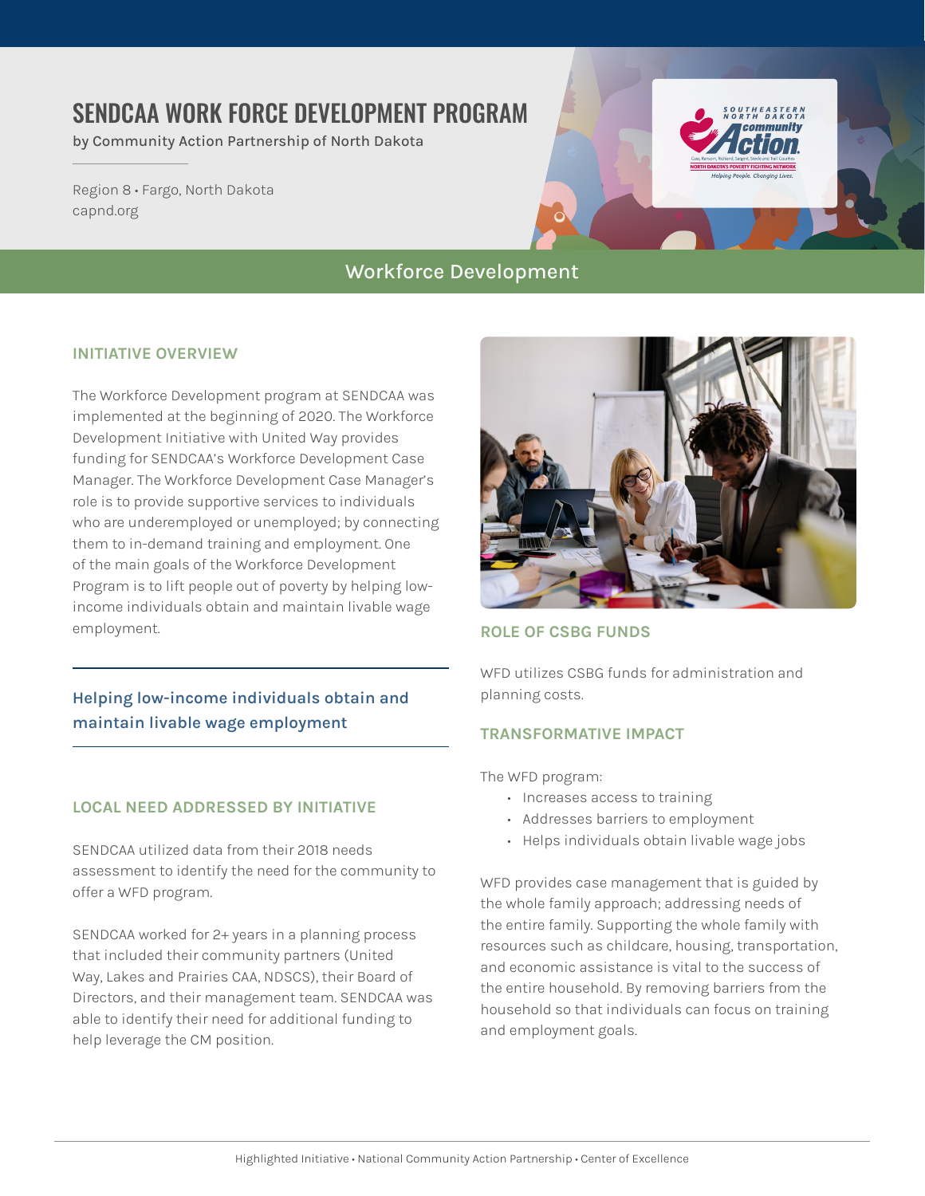# SENDCAA WORK FORCE DEVELOPMENT PROGRAM

by Community Action Partnership of North Dakota

Region 8 • Fargo, North Dakota
capnd.org

## Workforce Development

### INITIATIVE OVERVIEW

The Workforce Development program at SENDCAA was implemented at the beginning of 2020. The Workforce Development Initiative with United Way provides funding for SENDCAA's Workforce Development Case Manager. The Workforce Development Case Manager's role is to provide supportive services to individuals who are underemployed or unemployed; by connecting them to in-demand training and employment. One of the main goals of the Workforce Development Program is to lift people out of poverty by helping low-income individuals obtain and maintain livable wage employment.

**Helping low-income individuals obtain and maintain livable wage employment**

### LOCAL NEED ADDRESSED BY INITIATIVE

SENDCAA utilized data from their 2018 needs assessment to identify the need for the community to offer a WFD program.

SENDCAA worked for 2+ years in a planning process that included their community partners (United Way, Lakes and Prairies CAA, NDSCS), their Board of Directors, and their management team. SENDCAA was able to identify their need for additional funding to help leverage the CM position.

### ROLE OF CSBG FUNDS

WFD utilizes CSBG funds for administration and planning costs.

### TRANSFORMATIVE IMPACT

The WFD program:

- Increases access to training
- Addresses barriers to employment
- Helps individuals obtain livable wage jobs

WFD provides case management that is guided by the whole family approach; addressing needs of the entire family. Supporting the whole family with resources such as childcare, housing, transportation, and economic assistance is vital to the success of the entire household. By removing barriers from the household so that individuals can focus on training and employment goals.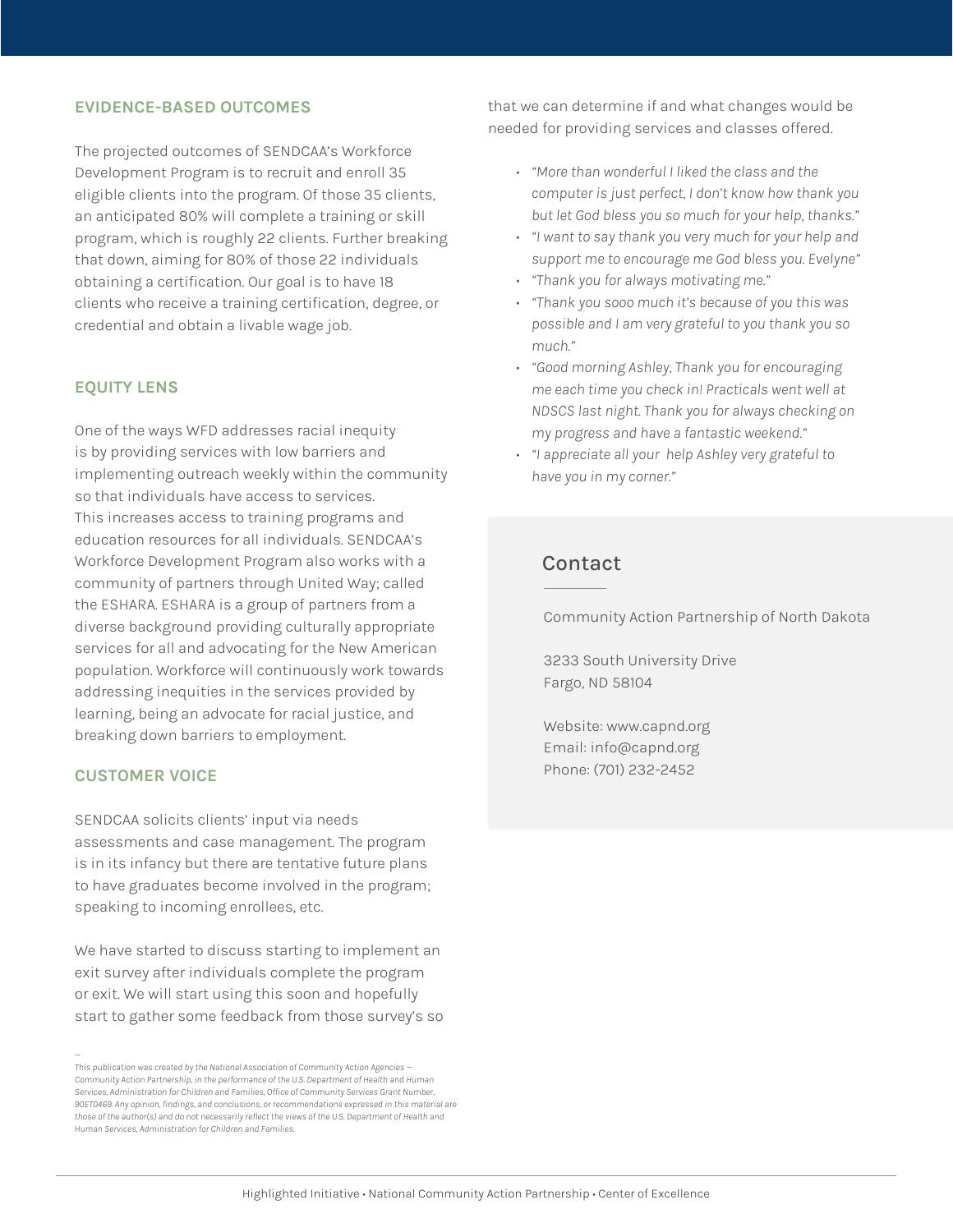## EVIDENCE-BASED OUTCOMES

The projected outcomes of SENDCAA's Workforce Development Program is to recruit and enroll 35 eligible clients into the program. Of those 35 clients, an anticipated 80% will complete a training or skill program, which is roughly 22 clients. Further breaking that down, aiming for 80% of those 22 individuals obtaining a certification. Our goal is to have 18 clients who receive a training certification, degree, or credential and obtain a livable wage job.

## EQUITY LENS

One of the ways WFD addresses racial inequity is by providing services with low barriers and implementing outreach weekly within the community so that individuals have access to services. This increases access to training programs and education resources for all individuals. SENDCAA's Workforce Development Program also works with a community of partners through United Way; called the ESHARA. ESHARA is a group of partners from a diverse background providing culturally appropriate services for all and advocating for the New American population. Workforce will continuously work towards addressing inequities in the services provided by learning, being an advocate for racial justice, and breaking down barriers to employment.

## CUSTOMER VOICE

SENDCAA solicits clients' input via needs assessments and case management. The program is in its infancy but there are tentative future plans to have graduates become involved in the program; speaking to incoming enrollees, etc.

We have started to discuss starting to implement an exit survey after individuals complete the program or exit. We will start using this soon and hopefully start to gather some feedback from those survey's so that we can determine if and what changes would be needed for providing services and classes offered.

- *"More than wonderful I liked the class and the computer is just perfect, I don't know how thank you but let God bless you so much for your help, thanks."*
- *"I want to say thank you very much for your help and support me to encourage me God bless you. Evelyne"*
- *"Thank you for always motivating me."*
- *"Thank you sooo much it's because of you this was possible and I am very grateful to you thank you so much."*
- *"Good morning Ashley, Thank you for encouraging me each time you check in! Practicals went well at NDSCS last night. Thank you for always checking on my progress and have a fantastic weekend."*
- *"I appreciate all your help Ashley very grateful to have you in my corner."*

## Contact

Community Action Partnership of North Dakota

3233 South University Drive
Fargo, ND 58104

Website: www.capnd.org
Email: info@capnd.org
Phone: (701) 232-2452

*This publication was created by the National Association of Community Action Agencies — Community Action Partnership, in the performance of the U.S. Department of Health and Human Services, Administration for Children and Families, Office of Community Services Grant Number, 90ET0469. Any opinion, findings, and conclusions, or recommendations expressed in this material are those of the author(s) and do not necessarily reflect the views of the U.S. Department of Health and Human Services, Administration for Children and Families.*